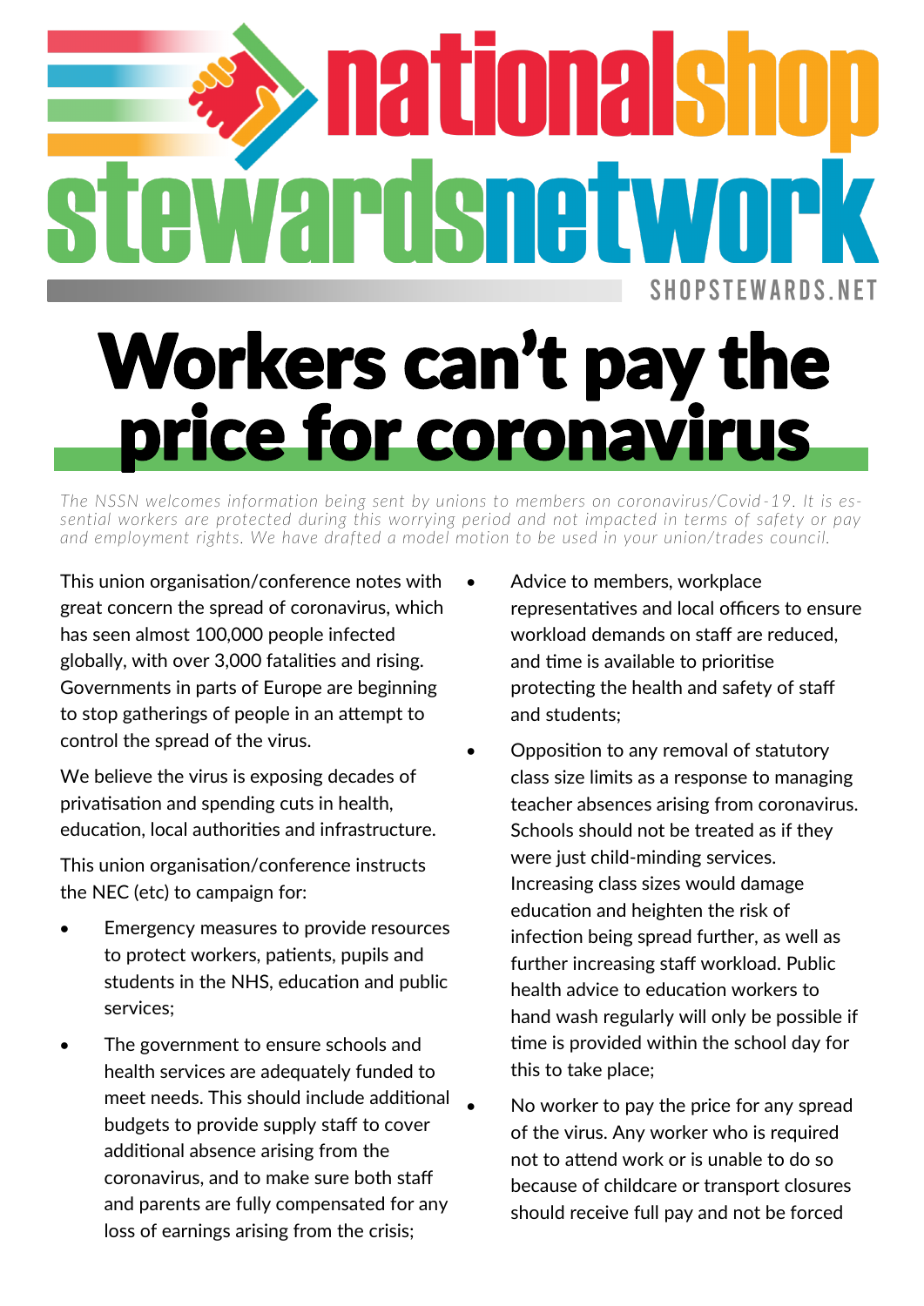# nationalshop stewardsnetwork

SHOPSTEWARDS.NET

# Workers can't pay the price for coronavirus

*The NSSN welcomes information being sent by unions to members on coronavirus/Covid-19. It is essential workers are protected during this worrying period and not impacted in terms of safety or pay and employment rights. We have drafted a model motion to be used in your union/trades council.*

This union organisation/conference notes with great concern the spread of coronavirus, which has seen almost 100,000 people infected globally, with over 3,000 fatalities and rising. Governments in parts of Europe are beginning to stop gatherings of people in an attempt to control the spread of the virus.

We believe the virus is exposing decades of privatisation and spending cuts in health, education, local authorities and infrastructure.

This union organisation/conference instructs the NEC (etc) to campaign for:

- Emergency measures to provide resources to protect workers, patients, pupils and students in the NHS, education and public services;
- The government to ensure schools and health services are adequately funded to meet needs. This should include additional budgets to provide supply staff to cover additional absence arising from the coronavirus, and to make sure both staff and parents are fully compensated for any loss of earnings arising from the crisis;
- Advice to members, workplace representatives and local officers to ensure workload demands on staff are reduced, and time is available to prioritise protecting the health and safety of staff and students;
- Opposition to any removal of statutory class size limits as a response to managing teacher absences arising from coronavirus. Schools should not be treated as if they were just child-minding services. Increasing class sizes would damage education and heighten the risk of infection being spread further, as well as further increasing staff workload. Public health advice to education workers to hand wash regularly will only be possible if time is provided within the school day for this to take place;
- No worker to pay the price for any spread of the virus. Any worker who is required not to attend work or is unable to do so because of childcare or transport closures should receive full pay and not be forced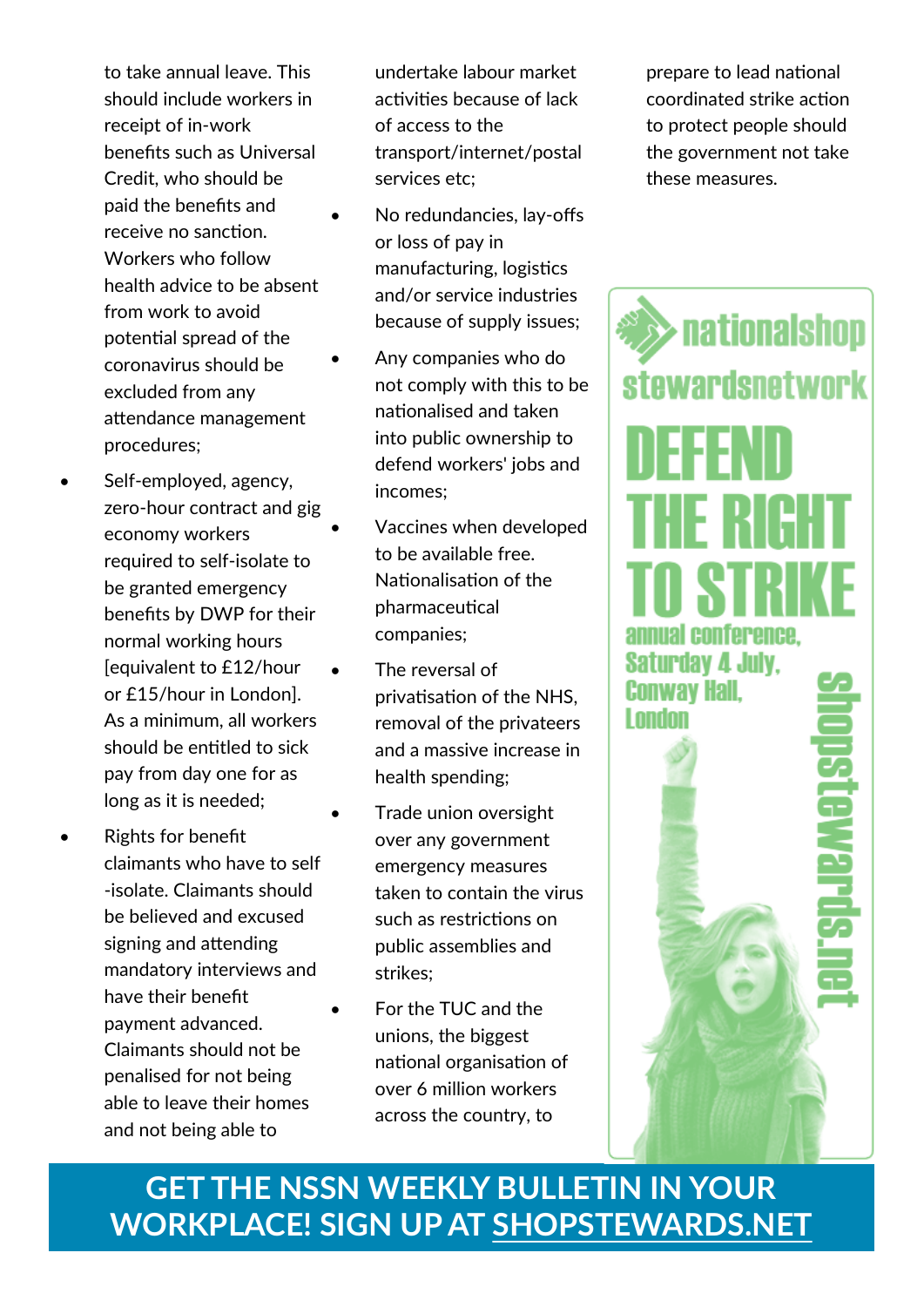to take annual leave. This should include workers in receipt of in-work benefits such as Universal Credit, who should be paid the benefits and receive no sanction. Workers who follow health advice to be absent from work to avoid potential spread of the coronavirus should be excluded from any attendance management procedures;

- Self-employed, agency, zero-hour contract and gig economy workers required to self-isolate to be granted emergency benefits by DWP for their normal working hours [equivalent to £12/hour or £15/hour in London]. As a minimum, all workers should be entitled to sick pay from day one for as long as it is needed;
- Rights for benefit claimants who have to self -isolate. Claimants should be believed and excused signing and attending mandatory interviews and have their benefit payment advanced. Claimants should not be penalised for not being able to leave their homes and not being able to undertake labour market activities because of lack of access to the transport/internet/postal services etc;
- No redundancies, lay-offs or loss of pay in manufacturing, logistics and/or service industries because of supply issues;
- Any companies who do not comply with this to be nationalised and taken into public ownership to defend workers' jobs and incomes;
- Vaccines when developed to be available free. Nationalisation of the pharmaceutical companies;
- The reversal of privatisation of the NHS, removal of the privateers and a massive increase in health spending;
- Trade union oversight over any government emergency measures taken to contain the virus such as restrictions on public assemblies and strikes;
- For the TUC and the unions, the biggest national organisation of over 6 million workers across the country, to prepare to lead national coordinated strike action to protect people should the government not take these measures.

nationalshop stewardsnetwork

DEFEND THE RIGHT TO STRIKE

annual conference, Saturday 4 July, Conway Hall, London

shopstewards.net

**GET THE NSSN WEEKLY BULLETIN IN YOUR WORKPLACE! SIGN UP AT SHOPSTEWARDS.NET**